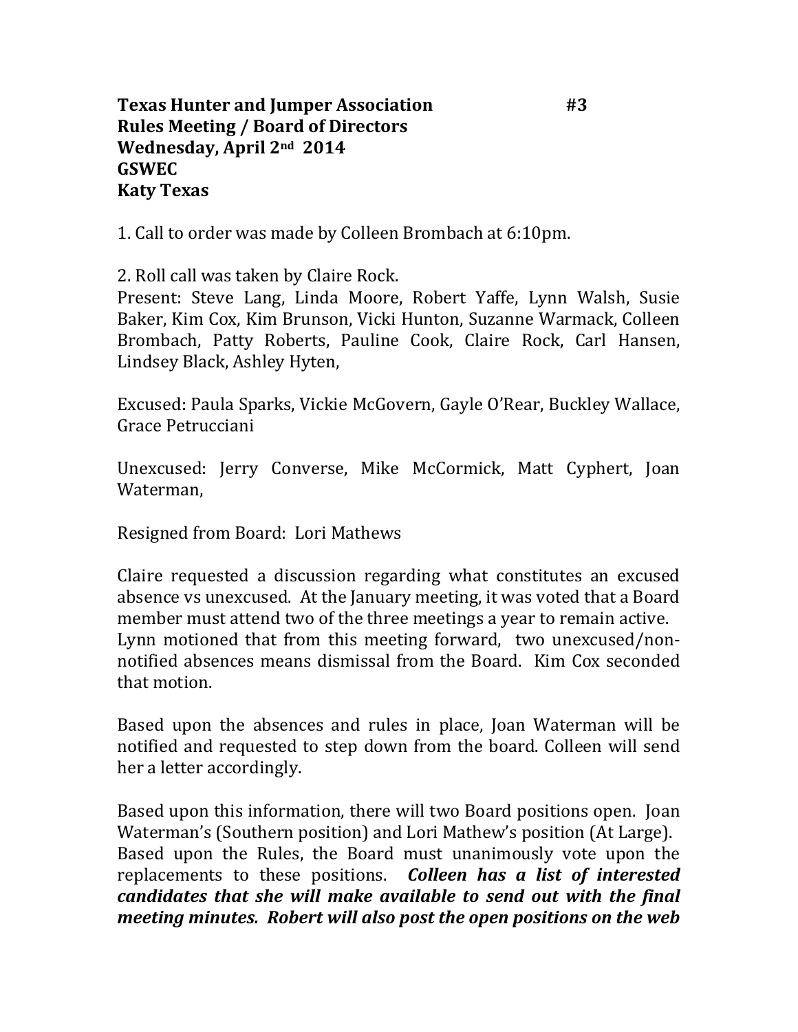**Texas Hunter and Jumper Association #3**
**Rules Meeting / Board of Directors**
**Wednesday, April 2nd 2014**
**GSWEC**
**Katy Texas**

1. Call to order was made by Colleen Brombach at 6:10pm.

2. Roll call was taken by Claire Rock.
Present: Steve Lang, Linda Moore, Robert Yaffe, Lynn Walsh, Susie Baker, Kim Cox, Kim Brunson, Vicki Hunton, Suzanne Warmack, Colleen Brombach, Patty Roberts, Pauline Cook, Claire Rock, Carl Hansen, Lindsey Black, Ashley Hyten,

Excused: Paula Sparks, Vickie McGovern, Gayle O'Rear, Buckley Wallace, Grace Petrucciani

Unexcused: Jerry Converse, Mike McCormick, Matt Cyphert, Joan Waterman,

Resigned from Board: Lori Mathews

Claire requested a discussion regarding what constitutes an excused absence vs unexcused. At the January meeting, it was voted that a Board member must attend two of the three meetings a year to remain active.
Lynn motioned that from this meeting forward, two unexcused/non-notified absences means dismissal from the Board. Kim Cox seconded that motion.

Based upon the absences and rules in place, Joan Waterman will be notified and requested to step down from the board. Colleen will send her a letter accordingly.

Based upon this information, there will two Board positions open. Joan Waterman's (Southern position) and Lori Mathew's position (At Large).
Based upon the Rules, the Board must unanimously vote upon the replacements to these positions. ***Colleen has a list of interested candidates that she will make available to send out with the final meeting minutes. Robert will also post the open positions on the web***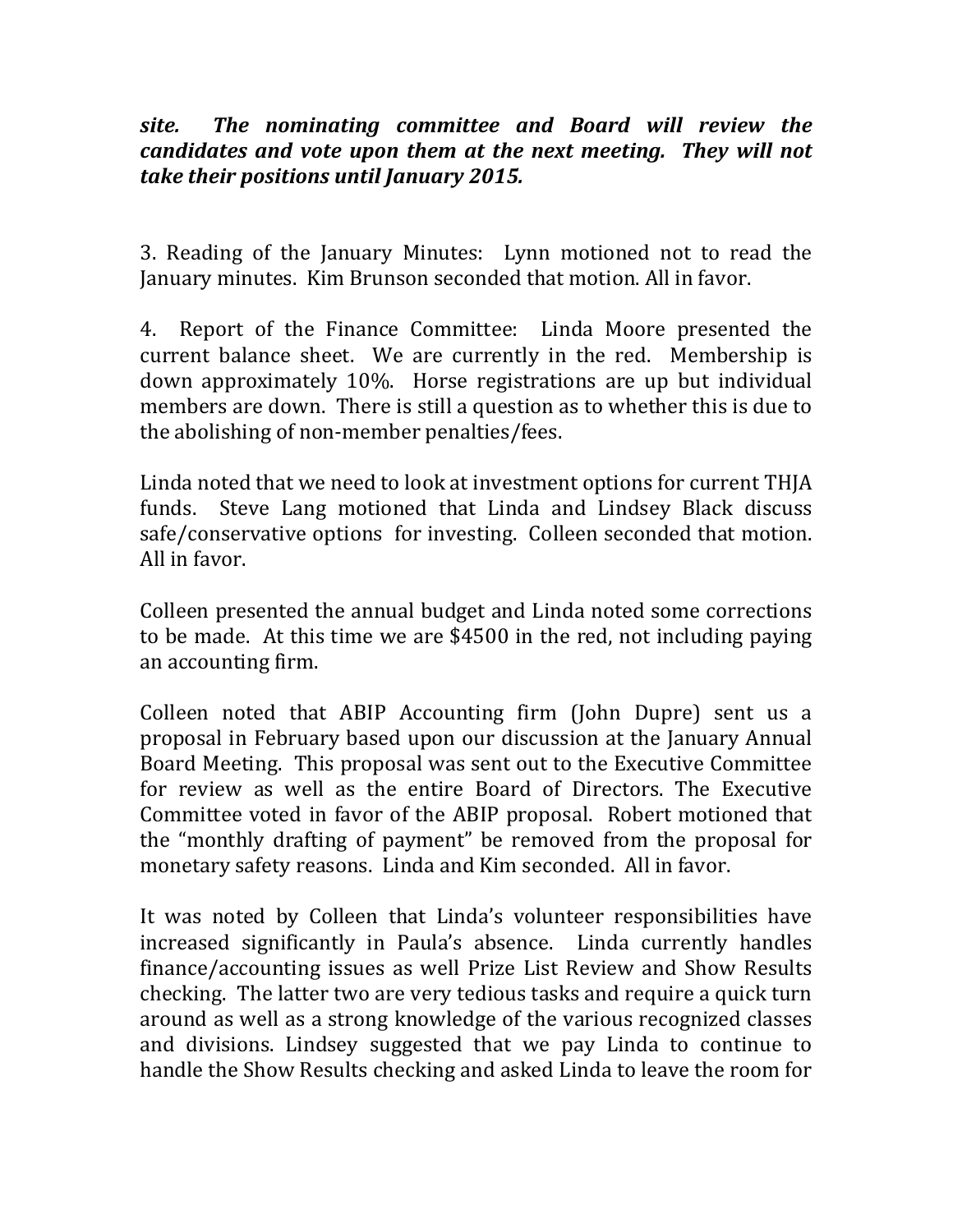***site. The nominating committee and Board will review the candidates and vote upon them at the next meeting. They will not take their positions until January 2015.***

3. Reading of the January Minutes: Lynn motioned not to read the January minutes. Kim Brunson seconded that motion. All in favor.

4. Report of the Finance Committee: Linda Moore presented the current balance sheet. We are currently in the red. Membership is down approximately 10%. Horse registrations are up but individual members are down. There is still a question as to whether this is due to the abolishing of non-member penalties/fees.

Linda noted that we need to look at investment options for current THJA funds. Steve Lang motioned that Linda and Lindsey Black discuss safe/conservative options for investing. Colleen seconded that motion. All in favor.

Colleen presented the annual budget and Linda noted some corrections to be made. At this time we are $4500 in the red, not including paying an accounting firm.

Colleen noted that ABIP Accounting firm (John Dupre) sent us a proposal in February based upon our discussion at the January Annual Board Meeting. This proposal was sent out to the Executive Committee for review as well as the entire Board of Directors. The Executive Committee voted in favor of the ABIP proposal. Robert motioned that the "monthly drafting of payment" be removed from the proposal for monetary safety reasons. Linda and Kim seconded. All in favor.

It was noted by Colleen that Linda's volunteer responsibilities have increased significantly in Paula's absence. Linda currently handles finance/accounting issues as well Prize List Review and Show Results checking. The latter two are very tedious tasks and require a quick turn around as well as a strong knowledge of the various recognized classes and divisions. Lindsey suggested that we pay Linda to continue to handle the Show Results checking and asked Linda to leave the room for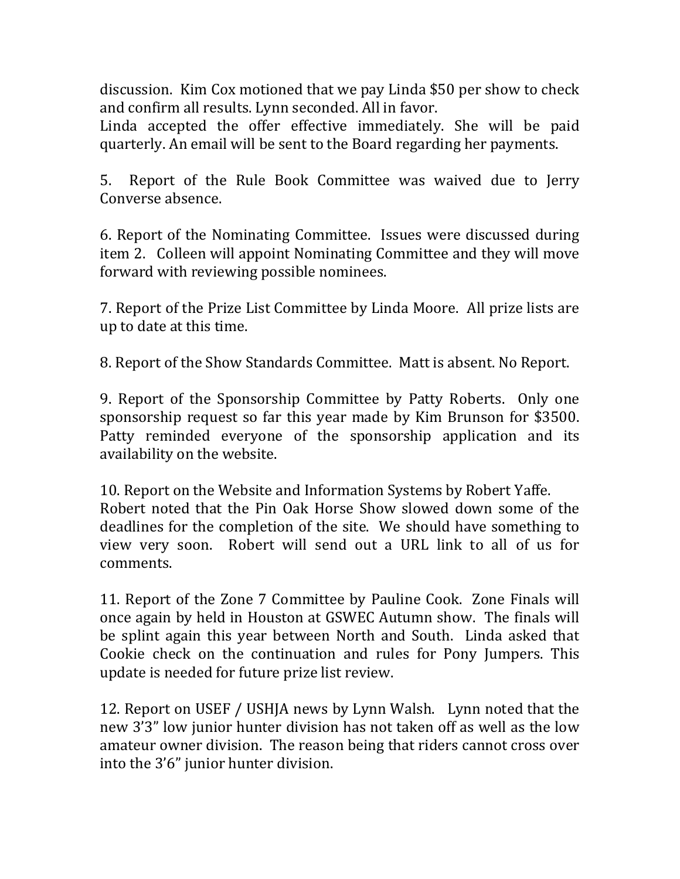discussion. Kim Cox motioned that we pay Linda $50 per show to check and confirm all results. Lynn seconded. All in favor.
Linda accepted the offer effective immediately. She will be paid quarterly. An email will be sent to the Board regarding her payments.

5. Report of the Rule Book Committee was waived due to Jerry Converse absence.

6. Report of the Nominating Committee. Issues were discussed during item 2. Colleen will appoint Nominating Committee and they will move forward with reviewing possible nominees.

7. Report of the Prize List Committee by Linda Moore. All prize lists are up to date at this time.

8. Report of the Show Standards Committee. Matt is absent. No Report.

9. Report of the Sponsorship Committee by Patty Roberts. Only one sponsorship request so far this year made by Kim Brunson for $3500. Patty reminded everyone of the sponsorship application and its availability on the website.

10. Report on the Website and Information Systems by Robert Yaffe.
Robert noted that the Pin Oak Horse Show slowed down some of the deadlines for the completion of the site. We should have something to view very soon. Robert will send out a URL link to all of us for comments.

11. Report of the Zone 7 Committee by Pauline Cook. Zone Finals will once again by held in Houston at GSWEC Autumn show. The finals will be splint again this year between North and South. Linda asked that Cookie check on the continuation and rules for Pony Jumpers. This update is needed for future prize list review.

12. Report on USEF / USHJA news by Lynn Walsh. Lynn noted that the new 3'3" low junior hunter division has not taken off as well as the low amateur owner division. The reason being that riders cannot cross over into the 3'6" junior hunter division.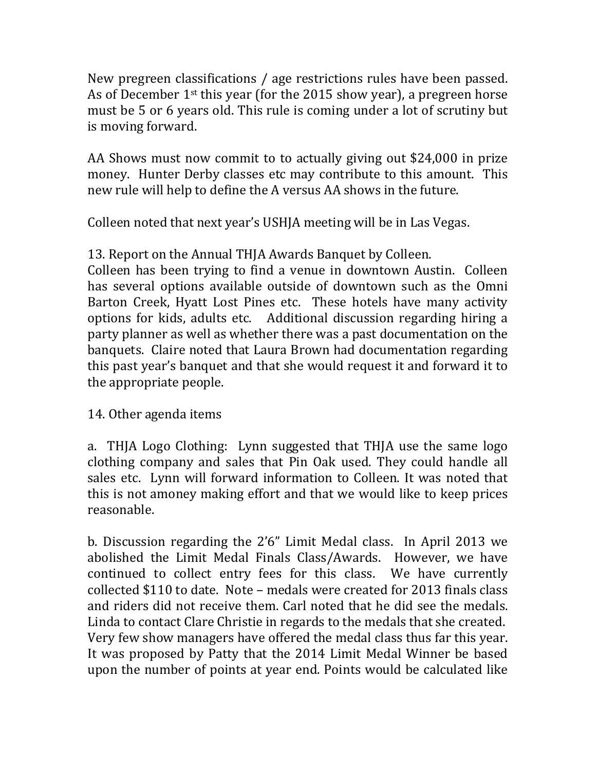New pregreen classifications / age restrictions rules have been passed. As of December 1st this year (for the 2015 show year), a pregreen horse must be 5 or 6 years old. This rule is coming under a lot of scrutiny but is moving forward.

AA Shows must now commit to to actually giving out $24,000 in prize money. Hunter Derby classes etc may contribute to this amount. This new rule will help to define the A versus AA shows in the future.

Colleen noted that next year's USHJA meeting will be in Las Vegas.

13. Report on the Annual THJA Awards Banquet by Colleen.
Colleen has been trying to find a venue in downtown Austin. Colleen has several options available outside of downtown such as the Omni Barton Creek, Hyatt Lost Pines etc. These hotels have many activity options for kids, adults etc. Additional discussion regarding hiring a party planner as well as whether there was a past documentation on the banquets. Claire noted that Laura Brown had documentation regarding this past year's banquet and that she would request it and forward it to the appropriate people.

14. Other agenda items

a. THJA Logo Clothing: Lynn suggested that THJA use the same logo clothing company and sales that Pin Oak used. They could handle all sales etc. Lynn will forward information to Colleen. It was noted that this is not amoney making effort and that we would like to keep prices reasonable.

b. Discussion regarding the 2'6" Limit Medal class. In April 2013 we abolished the Limit Medal Finals Class/Awards. However, we have continued to collect entry fees for this class. We have currently collected $110 to date. Note – medals were created for 2013 finals class and riders did not receive them. Carl noted that he did see the medals. Linda to contact Clare Christie in regards to the medals that she created. Very few show managers have offered the medal class thus far this year. It was proposed by Patty that the 2014 Limit Medal Winner be based upon the number of points at year end. Points would be calculated like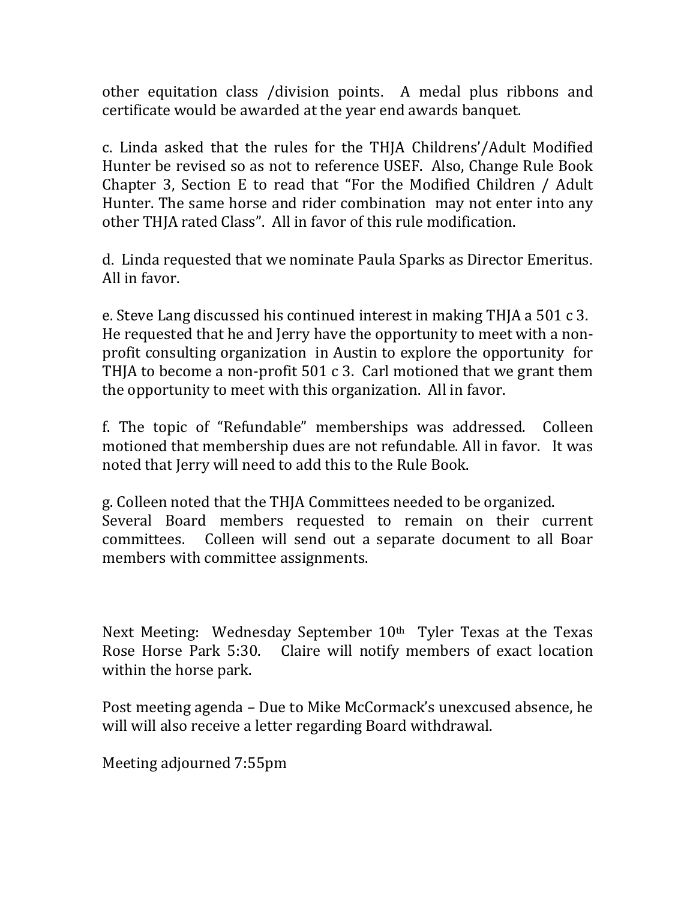other equitation class /division points. A medal plus ribbons and certificate would be awarded at the year end awards banquet.

c. Linda asked that the rules for the THJA Childrens'/Adult Modified Hunter be revised so as not to reference USEF. Also, Change Rule Book Chapter 3, Section E to read that "For the Modified Children / Adult Hunter. The same horse and rider combination may not enter into any other THJA rated Class". All in favor of this rule modification.

d. Linda requested that we nominate Paula Sparks as Director Emeritus. All in favor.

e. Steve Lang discussed his continued interest in making THJA a 501 c 3. He requested that he and Jerry have the opportunity to meet with a non-profit consulting organization in Austin to explore the opportunity for THJA to become a non-profit 501 c 3. Carl motioned that we grant them the opportunity to meet with this organization. All in favor.

f. The topic of "Refundable" memberships was addressed. Colleen motioned that membership dues are not refundable. All in favor. It was noted that Jerry will need to add this to the Rule Book.

g. Colleen noted that the THJA Committees needed to be organized. Several Board members requested to remain on their current committees. Colleen will send out a separate document to all Boar members with committee assignments.

Next Meeting: Wednesday September 10th Tyler Texas at the Texas Rose Horse Park 5:30. Claire will notify members of exact location within the horse park.

Post meeting agenda – Due to Mike McCormack's unexcused absence, he will will also receive a letter regarding Board withdrawal.

Meeting adjourned 7:55pm